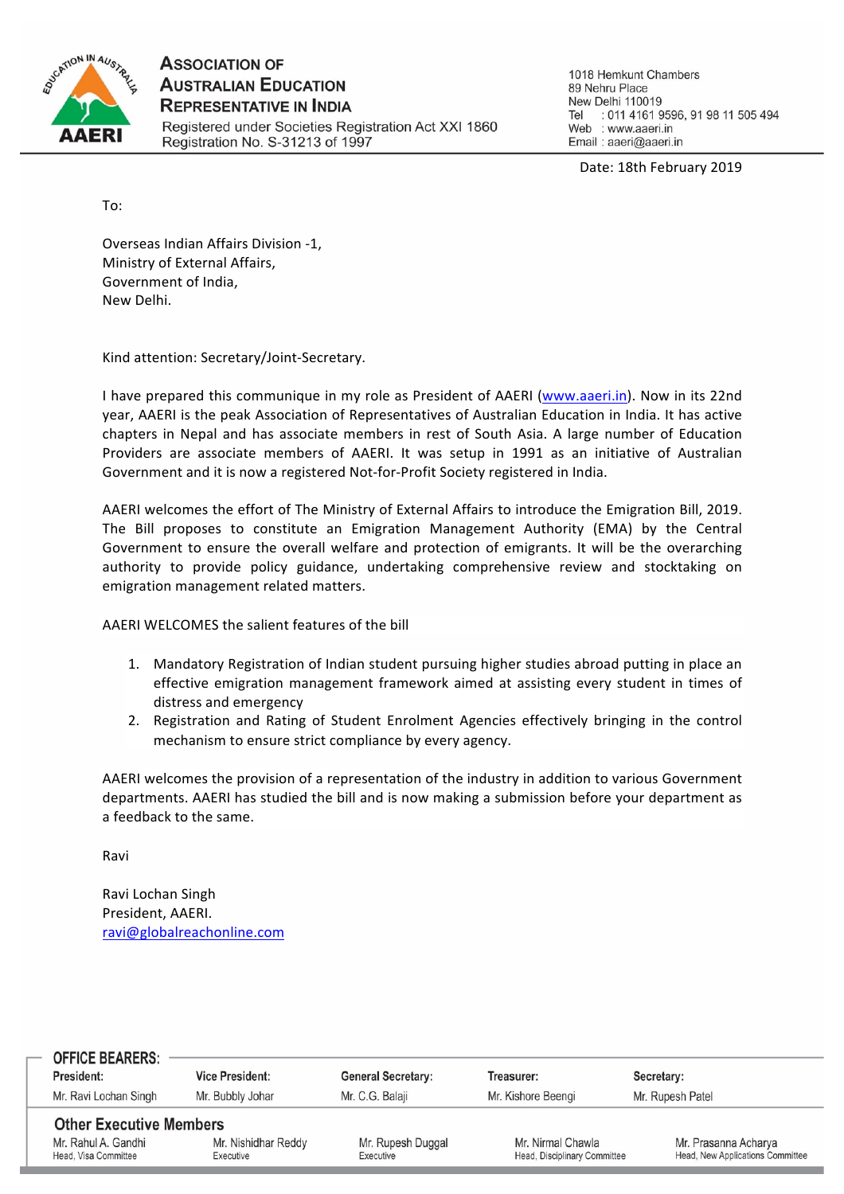# Association of Australian Education Representative in India

Registered under Societies Registration Act XXI 1860
Registration No. S-31213 of 1997

1018 Hemkunt Chambers
89 Nehru Place
New Delhi 110019
Tel : 011 4161 9596, 91 98 11 505 494
Web : www.aaeri.in
Email : aaeri@aaeri.in

Date: 18th February 2019

To:

Overseas Indian Affairs Division -1,
Ministry of External Affairs,
Government of India,
New Delhi.

Kind attention: Secretary/Joint-Secretary.

I have prepared this communique in my role as President of AAERI (www.aaeri.in). Now in its 22nd year, AAERI is the peak Association of Representatives of Australian Education in India. It has active chapters in Nepal and has associate members in rest of South Asia. A large number of Education Providers are associate members of AAERI. It was setup in 1991 as an initiative of Australian Government and it is now a registered Not-for-Profit Society registered in India.

AAERI welcomes the effort of The Ministry of External Affairs to introduce the Emigration Bill, 2019. The Bill proposes to constitute an Emigration Management Authority (EMA) by the Central Government to ensure the overall welfare and protection of emigrants. It will be the overarching authority to provide policy guidance, undertaking comprehensive review and stocktaking on emigration management related matters.

AAERI WELCOMES the salient features of the bill

1. Mandatory Registration of Indian student pursuing higher studies abroad putting in place an effective emigration management framework aimed at assisting every student in times of distress and emergency
2. Registration and Rating of Student Enrolment Agencies effectively bringing in the control mechanism to ensure strict compliance by every agency.

AAERI welcomes the provision of a representation of the industry in addition to various Government departments. AAERI has studied the bill and is now making a submission before your department as a feedback to the same.

Ravi

Ravi Lochan Singh
President, AAERI.
ravi@globalreachonline.com

**OFFICE BEARERS:**

| President: | Vice President: | General Secretary: | Treasurer: | Secretary: |
|---|---|---|---|---|
| Mr. Ravi Lochan Singh | Mr. Bubbly Johar | Mr. C.G. Balaji | Mr. Kishore Beengi | Mr. Rupesh Patel |

**Other Executive Members**

| | | | | |
|---|---|---|---|---|
| Mr. Rahul A. Gandhi<br>Head, Visa Committee | Mr. Nishidhar Reddy<br>Executive | Mr. Rupesh Duggal<br>Executive | Mr. Nirmal Chawla<br>Head, Disciplinary Committee | Mr. Prasanna Acharya<br>Head, New Applications Committee |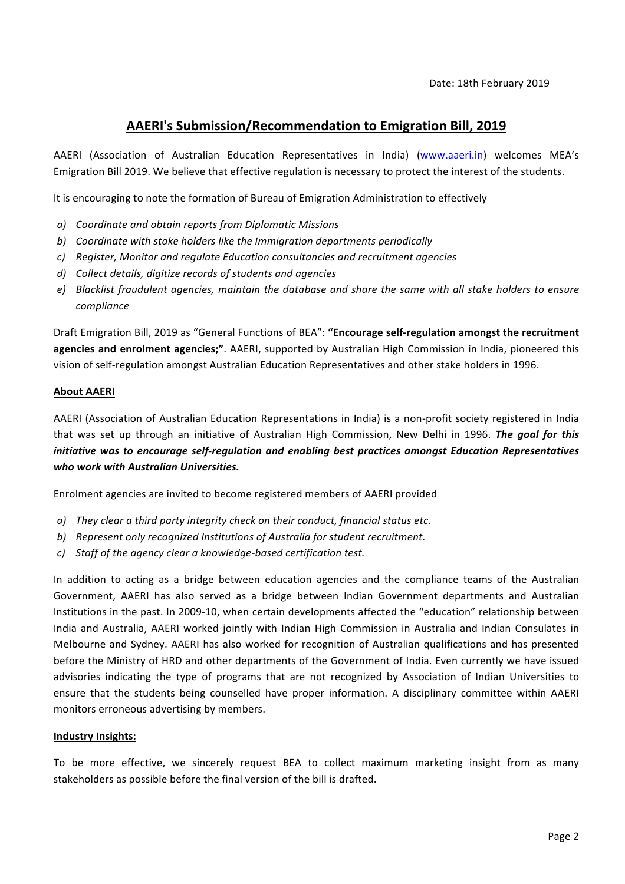Date: 18th February 2019

# AAERI's Submission/Recommendation to Emigration Bill, 2019

AAERI (Association of Australian Education Representatives in India) (www.aaeri.in) welcomes MEA's Emigration Bill 2019. We believe that effective regulation is necessary to protect the interest of the students.

It is encouraging to note the formation of Bureau of Emigration Administration to effectively

a) *Coordinate and obtain reports from Diplomatic Missions*
b) *Coordinate with stake holders like the Immigration departments periodically*
c) *Register, Monitor and regulate Education consultancies and recruitment agencies*
d) *Collect details, digitize records of students and agencies*
e) *Blacklist fraudulent agencies, maintain the database and share the same with all stake holders to ensure compliance*

Draft Emigration Bill, 2019 as "General Functions of BEA": **"Encourage self-regulation amongst the recruitment agencies and enrolment agencies;"**. AAERI, supported by Australian High Commission in India, pioneered this vision of self-regulation amongst Australian Education Representatives and other stake holders in 1996.

## About AAERI

AAERI (Association of Australian Education Representations in India) is a non-profit society registered in India that was set up through an initiative of Australian High Commission, New Delhi in 1996. ***The goal for this initiative was to encourage self-regulation and enabling best practices amongst Education Representatives who work with Australian Universities.***

Enrolment agencies are invited to become registered members of AAERI provided

a) *They clear a third party integrity check on their conduct, financial status etc.*
b) *Represent only recognized Institutions of Australia for student recruitment.*
c) *Staff of the agency clear a knowledge-based certification test.*

In addition to acting as a bridge between education agencies and the compliance teams of the Australian Government, AAERI has also served as a bridge between Indian Government departments and Australian Institutions in the past. In 2009-10, when certain developments affected the "education" relationship between India and Australia, AAERI worked jointly with Indian High Commission in Australia and Indian Consulates in Melbourne and Sydney. AAERI has also worked for recognition of Australian qualifications and has presented before the Ministry of HRD and other departments of the Government of India. Even currently we have issued advisories indicating the type of programs that are not recognized by Association of Indian Universities to ensure that the students being counselled have proper information. A disciplinary committee within AAERI monitors erroneous advertising by members.

## Industry Insights:

To be more effective, we sincerely request BEA to collect maximum marketing insight from as many stakeholders as possible before the final version of the bill is drafted.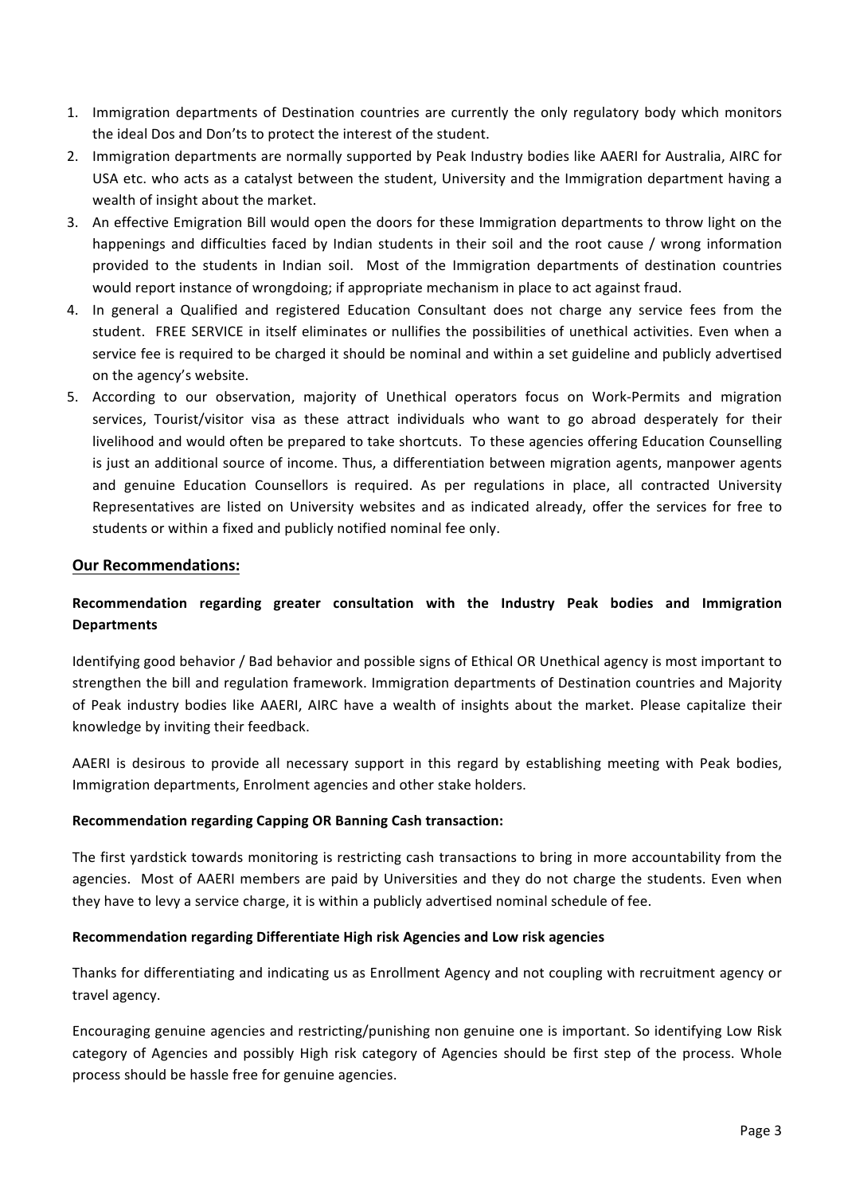1. Immigration departments of Destination countries are currently the only regulatory body which monitors the ideal Dos and Don'ts to protect the interest of the student.
2. Immigration departments are normally supported by Peak Industry bodies like AAERI for Australia, AIRC for USA etc. who acts as a catalyst between the student, University and the Immigration department having a wealth of insight about the market.
3. An effective Emigration Bill would open the doors for these Immigration departments to throw light on the happenings and difficulties faced by Indian students in their soil and the root cause / wrong information provided to the students in Indian soil. Most of the Immigration departments of destination countries would report instance of wrongdoing; if appropriate mechanism in place to act against fraud.
4. In general a Qualified and registered Education Consultant does not charge any service fees from the student. FREE SERVICE in itself eliminates or nullifies the possibilities of unethical activities. Even when a service fee is required to be charged it should be nominal and within a set guideline and publicly advertised on the agency's website.
5. According to our observation, majority of Unethical operators focus on Work-Permits and migration services, Tourist/visitor visa as these attract individuals who want to go abroad desperately for their livelihood and would often be prepared to take shortcuts. To these agencies offering Education Counselling is just an additional source of income. Thus, a differentiation between migration agents, manpower agents and genuine Education Counsellors is required. As per regulations in place, all contracted University Representatives are listed on University websites and as indicated already, offer the services for free to students or within a fixed and publicly notified nominal fee only.

## Our Recommendations:

**Recommendation regarding greater consultation with the Industry Peak bodies and Immigration Departments**

Identifying good behavior / Bad behavior and possible signs of Ethical OR Unethical agency is most important to strengthen the bill and regulation framework. Immigration departments of Destination countries and Majority of Peak industry bodies like AAERI, AIRC have a wealth of insights about the market. Please capitalize their knowledge by inviting their feedback.

AAERI is desirous to provide all necessary support in this regard by establishing meeting with Peak bodies, Immigration departments, Enrolment agencies and other stake holders.

**Recommendation regarding Capping OR Banning Cash transaction:**

The first yardstick towards monitoring is restricting cash transactions to bring in more accountability from the agencies. Most of AAERI members are paid by Universities and they do not charge the students. Even when they have to levy a service charge, it is within a publicly advertised nominal schedule of fee.

**Recommendation regarding Differentiate High risk Agencies and Low risk agencies**

Thanks for differentiating and indicating us as Enrollment Agency and not coupling with recruitment agency or travel agency.

Encouraging genuine agencies and restricting/punishing non genuine one is important. So identifying Low Risk category of Agencies and possibly High risk category of Agencies should be first step of the process. Whole process should be hassle free for genuine agencies.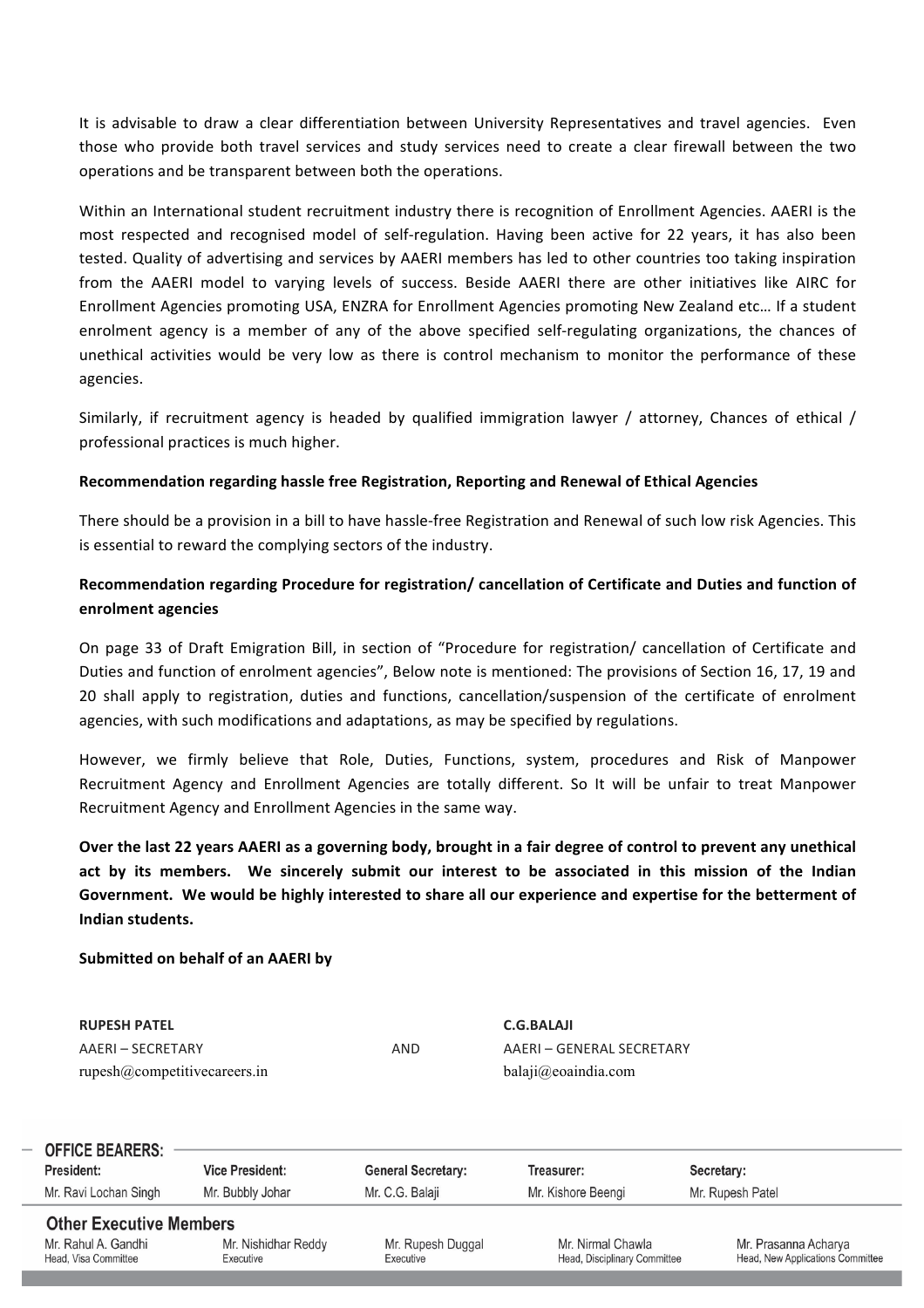It is advisable to draw a clear differentiation between University Representatives and travel agencies. Even those who provide both travel services and study services need to create a clear firewall between the two operations and be transparent between both the operations.

Within an International student recruitment industry there is recognition of Enrollment Agencies. AAERI is the most respected and recognised model of self-regulation. Having been active for 22 years, it has also been tested. Quality of advertising and services by AAERI members has led to other countries too taking inspiration from the AAERI model to varying levels of success. Beside AAERI there are other initiatives like AIRC for Enrollment Agencies promoting USA, ENZRA for Enrollment Agencies promoting New Zealand etc… If a student enrolment agency is a member of any of the above specified self-regulating organizations, the chances of unethical activities would be very low as there is control mechanism to monitor the performance of these agencies.

Similarly, if recruitment agency is headed by qualified immigration lawyer / attorney, Chances of ethical / professional practices is much higher.

**Recommendation regarding hassle free Registration, Reporting and Renewal of Ethical Agencies**

There should be a provision in a bill to have hassle-free Registration and Renewal of such low risk Agencies. This is essential to reward the complying sectors of the industry.

**Recommendation regarding Procedure for registration/ cancellation of Certificate and Duties and function of enrolment agencies**

On page 33 of Draft Emigration Bill, in section of "Procedure for registration/ cancellation of Certificate and Duties and function of enrolment agencies", Below note is mentioned: The provisions of Section 16, 17, 19 and 20 shall apply to registration, duties and functions, cancellation/suspension of the certificate of enrolment agencies, with such modifications and adaptations, as may be specified by regulations.

However, we firmly believe that Role, Duties, Functions, system, procedures and Risk of Manpower Recruitment Agency and Enrollment Agencies are totally different. So It will be unfair to treat Manpower Recruitment Agency and Enrollment Agencies in the same way.

**Over the last 22 years AAERI as a governing body, brought in a fair degree of control to prevent any unethical act by its members. We sincerely submit our interest to be associated in this mission of the Indian Government. We would be highly interested to share all our experience and expertise for the betterment of Indian students.**

**Submitted on behalf of an AAERI by**

**RUPESH PATEL**
AAERI – SECRETARY
rupesh@competitivecareers.in

AND

**C.G.BALAJI**
AAERI – GENERAL SECRETARY
balaji@eoaindia.com

**OFFICE BEARERS:**

| President: | Vice President: | General Secretary: | Treasurer: | Secretary: |
|---|---|---|---|---|
| Mr. Ravi Lochan Singh | Mr. Bubbly Johar | Mr. C.G. Balaji | Mr. Kishore Beengi | Mr. Rupesh Patel |

**Other Executive Members**

| | | | | |
|---|---|---|---|---|
| Mr. Rahul A. Gandhi<br>Head, Visa Committee | Mr. Nishidhar Reddy<br>Executive | Mr. Rupesh Duggal<br>Executive | Mr. Nirmal Chawla<br>Head, Disciplinary Committee | Mr. Prasanna Acharya<br>Head, New Applications Committee |